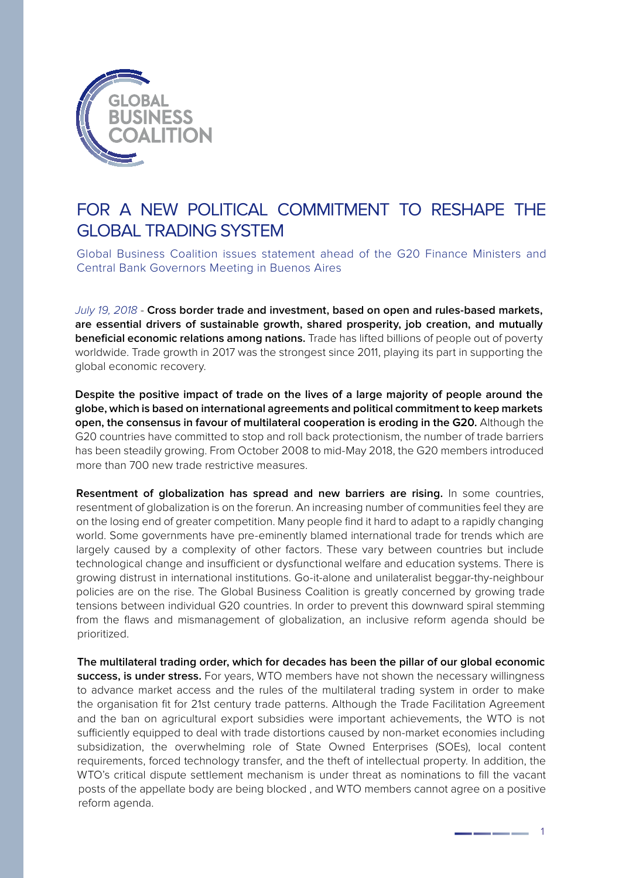GLOBAL BUSINESS COALITION

# FOR A NEW POLITICAL COMMITMENT TO RESHAPE THE GLOBAL TRADING SYSTEM

Global Business Coalition issues statement ahead of the G20 Finance Ministers and Central Bank Governors Meeting in Buenos Aires

*July 19, 2018* - **Cross border trade and investment, based on open and rules-based markets, are essential drivers of sustainable growth, shared prosperity, job creation, and mutually beneficial economic relations among nations.** Trade has lifted billions of people out of poverty worldwide. Trade growth in 2017 was the strongest since 2011, playing its part in supporting the global economic recovery.

**Despite the positive impact of trade on the lives of a large majority of people around the globe, which is based on international agreements and political commitment to keep markets open, the consensus in favour of multilateral cooperation is eroding in the G20.** Although the G20 countries have committed to stop and roll back protectionism, the number of trade barriers has been steadily growing. From October 2008 to mid-May 2018, the G20 members introduced more than 700 new trade restrictive measures.

**Resentment of globalization has spread and new barriers are rising.** In some countries, resentment of globalization is on the forerun. An increasing number of communities feel they are on the losing end of greater competition. Many people find it hard to adapt to a rapidly changing world. Some governments have pre-eminently blamed international trade for trends which are largely caused by a complexity of other factors. These vary between countries but include technological change and insufficient or dysfunctional welfare and education systems. There is growing distrust in international institutions. Go-it-alone and unilateralist beggar-thy-neighbour policies are on the rise. The Global Business Coalition is greatly concerned by growing trade tensions between individual G20 countries. In order to prevent this downward spiral stemming from the flaws and mismanagement of globalization, an inclusive reform agenda should be prioritized.

**The multilateral trading order, which for decades has been the pillar of our global economic success, is under stress.** For years, WTO members have not shown the necessary willingness to advance market access and the rules of the multilateral trading system in order to make the organisation fit for 21st century trade patterns. Although the Trade Facilitation Agreement and the ban on agricultural export subsidies were important achievements, the WTO is not sufficiently equipped to deal with trade distortions caused by non-market economies including subsidization, the overwhelming role of State Owned Enterprises (SOEs), local content requirements, forced technology transfer, and the theft of intellectual property. In addition, the WTO's critical dispute settlement mechanism is under threat as nominations to fill the vacant posts of the appellate body are being blocked , and WTO members cannot agree on a positive reform agenda.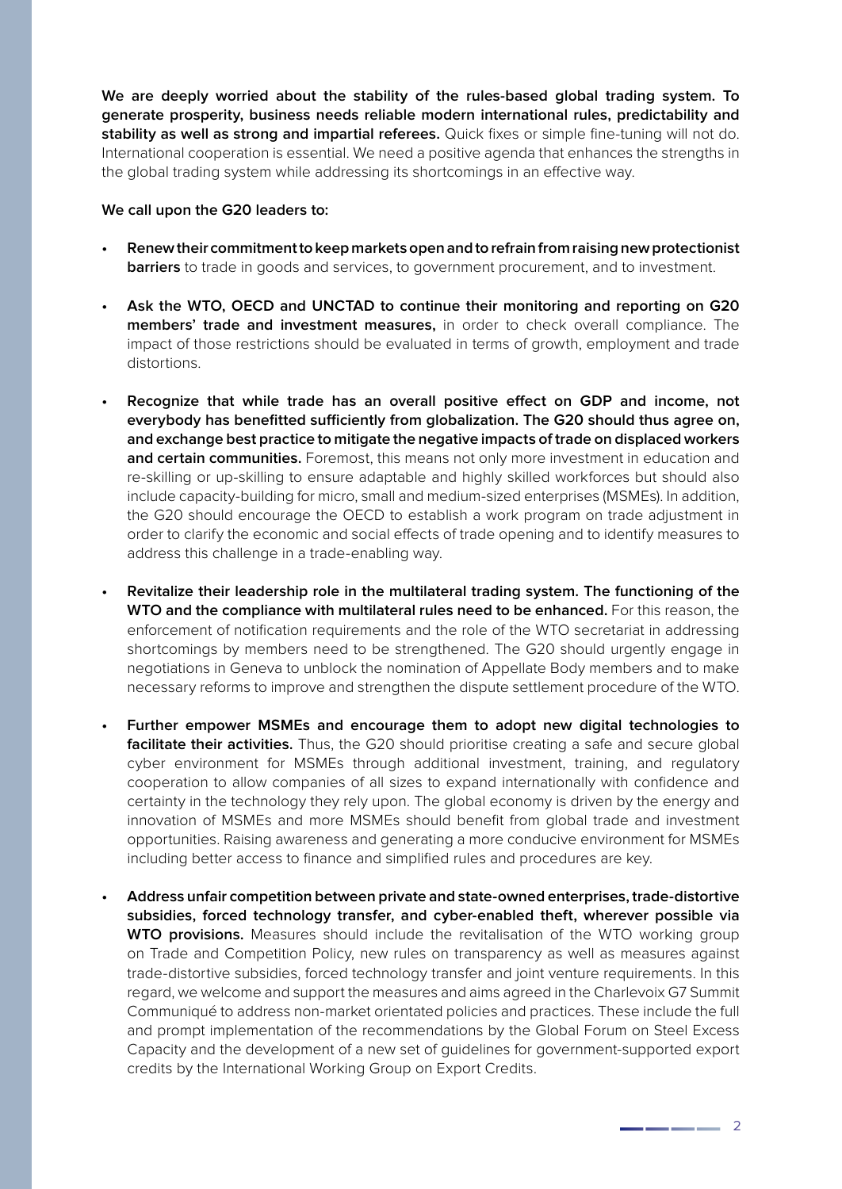**We are deeply worried about the stability of the rules-based global trading system. To generate prosperity, business needs reliable modern international rules, predictability and stability as well as strong and impartial referees.** Quick fixes or simple fine-tuning will not do. International cooperation is essential. We need a positive agenda that enhances the strengths in the global trading system while addressing its shortcomings in an effective way.

**We call upon the G20 leaders to:**

- **Renew their commitment to keep markets open and to refrain from raising new protectionist barriers** to trade in goods and services, to government procurement, and to investment.
- **Ask the WTO, OECD and UNCTAD to continue their monitoring and reporting on G20 members' trade and investment measures,** in order to check overall compliance. The impact of those restrictions should be evaluated in terms of growth, employment and trade distortions.
- **Recognize that while trade has an overall positive effect on GDP and income, not everybody has benefitted sufficiently from globalization. The G20 should thus agree on, and exchange best practice to mitigate the negative impacts of trade on displaced workers and certain communities.** Foremost, this means not only more investment in education and re-skilling or up-skilling to ensure adaptable and highly skilled workforces but should also include capacity-building for micro, small and medium-sized enterprises (MSMEs). In addition, the G20 should encourage the OECD to establish a work program on trade adjustment in order to clarify the economic and social effects of trade opening and to identify measures to address this challenge in a trade-enabling way.
- **Revitalize their leadership role in the multilateral trading system. The functioning of the WTO and the compliance with multilateral rules need to be enhanced.** For this reason, the enforcement of notification requirements and the role of the WTO secretariat in addressing shortcomings by members need to be strengthened. The G20 should urgently engage in negotiations in Geneva to unblock the nomination of Appellate Body members and to make necessary reforms to improve and strengthen the dispute settlement procedure of the WTO.
- **Further empower MSMEs and encourage them to adopt new digital technologies to facilitate their activities.** Thus, the G20 should prioritise creating a safe and secure global cyber environment for MSMEs through additional investment, training, and regulatory cooperation to allow companies of all sizes to expand internationally with confidence and certainty in the technology they rely upon. The global economy is driven by the energy and innovation of MSMEs and more MSMEs should benefit from global trade and investment opportunities. Raising awareness and generating a more conducive environment for MSMEs including better access to finance and simplified rules and procedures are key.
- **Address unfair competition between private and state-owned enterprises, trade-distortive subsidies, forced technology transfer, and cyber-enabled theft, wherever possible via WTO provisions.** Measures should include the revitalisation of the WTO working group on Trade and Competition Policy, new rules on transparency as well as measures against trade-distortive subsidies, forced technology transfer and joint venture requirements. In this regard, we welcome and support the measures and aims agreed in the Charlevoix G7 Summit Communiqué to address non-market orientated policies and practices. These include the full and prompt implementation of the recommendations by the Global Forum on Steel Excess Capacity and the development of a new set of guidelines for government-supported export credits by the International Working Group on Export Credits.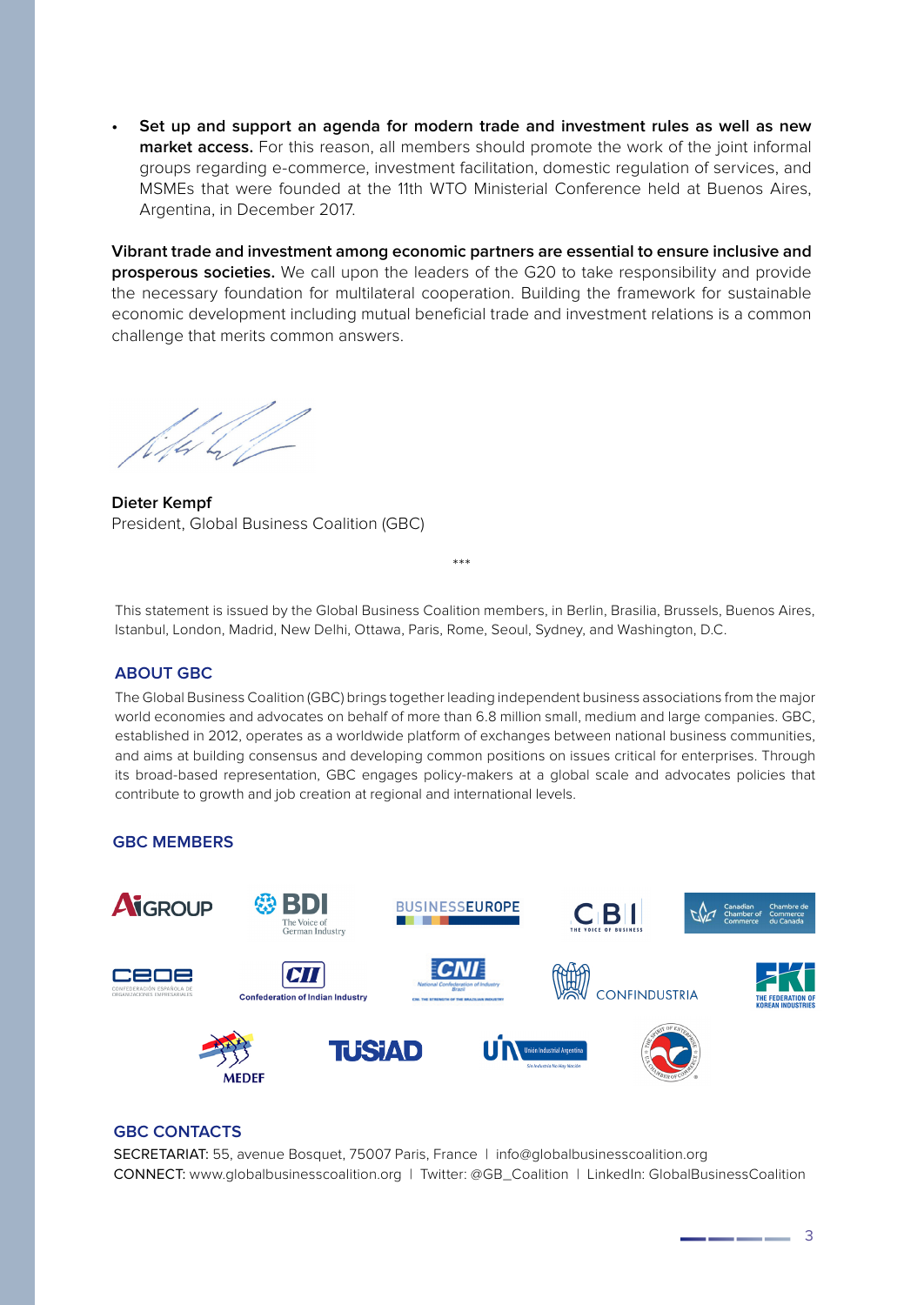- **Set up and support an agenda for modern trade and investment rules as well as new market access.** For this reason, all members should promote the work of the joint informal groups regarding e-commerce, investment facilitation, domestic regulation of services, and MSMEs that were founded at the 11th WTO Ministerial Conference held at Buenos Aires, Argentina, in December 2017.

**Vibrant trade and investment among economic partners are essential to ensure inclusive and prosperous societies.** We call upon the leaders of the G20 to take responsibility and provide the necessary foundation for multilateral cooperation. Building the framework for sustainable economic development including mutual beneficial trade and investment relations is a common challenge that merits common answers.

**Dieter Kempf**
President, Global Business Coalition (GBC)

\*\*\*

This statement is issued by the Global Business Coalition members, in Berlin, Brasilia, Brussels, Buenos Aires, Istanbul, London, Madrid, New Delhi, Ottawa, Paris, Rome, Seoul, Sydney, and Washington, D.C.

## ABOUT GBC

The Global Business Coalition (GBC) brings together leading independent business associations from the major world economies and advocates on behalf of more than 6.8 million small, medium and large companies. GBC, established in 2012, operates as a worldwide platform of exchanges between national business communities, and aims at building consensus and developing common positions on issues critical for enterprises. Through its broad-based representation, GBC engages policy-makers at a global scale and advocates policies that contribute to growth and job creation at regional and international levels.

## GBC MEMBERS

## GBC CONTACTS

SECRETARIAT: 55, avenue Bosquet, 75007 Paris, France | info@globalbusinesscoalition.org
CONNECT: www.globalbusinesscoalition.org | Twitter: @GB_Coalition | LinkedIn: GlobalBusinessCoalition